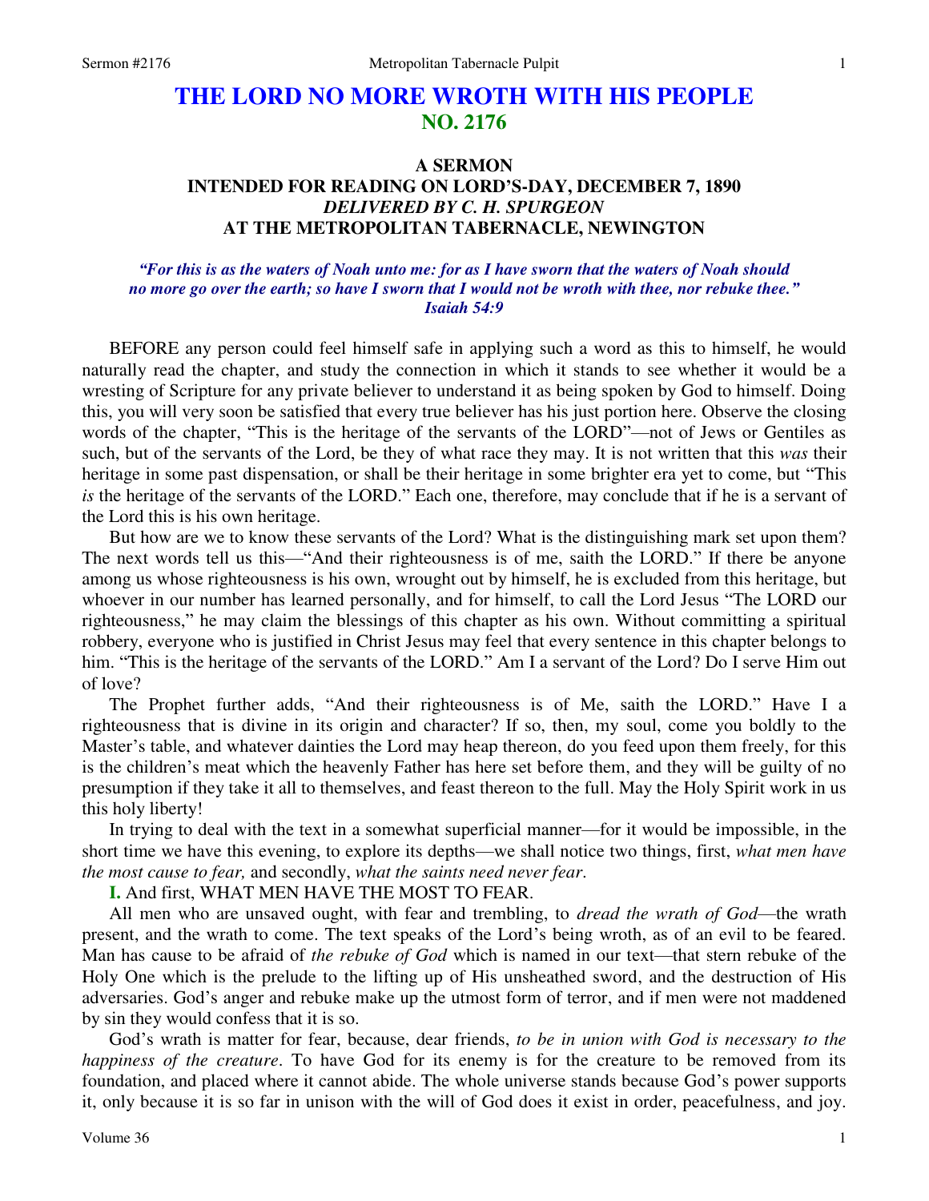# THE LORD NO MORE WROTH WITH HIS PEOPLE
## NO. 2176

### A SERMON
### INTENDED FOR READING ON LORD'S-DAY, DECEMBER 7, 1890
### *DELIVERED BY C. H. SPURGEON*
### AT THE METROPOLITAN TABERNACLE, NEWINGTON

***"For this is as the waters of Noah unto me: for as I have sworn that the waters of Noah should no more go over the earth; so have I sworn that I would not be wroth with thee, nor rebuke thee." Isaiah 54:9***

BEFORE any person could feel himself safe in applying such a word as this to himself, he would naturally read the chapter, and study the connection in which it stands to see whether it would be a wresting of Scripture for any private believer to understand it as being spoken by God to himself. Doing this, you will very soon be satisfied that every true believer has his just portion here. Observe the closing words of the chapter, "This is the heritage of the servants of the LORD"—not of Jews or Gentiles as such, but of the servants of the Lord, be they of what race they may. It is not written that this *was* their heritage in some past dispensation, or shall be their heritage in some brighter era yet to come, but "This *is* the heritage of the servants of the LORD." Each one, therefore, may conclude that if he is a servant of the Lord this is his own heritage.

But how are we to know these servants of the Lord? What is the distinguishing mark set upon them? The next words tell us this—"And their righteousness is of me, saith the LORD." If there be anyone among us whose righteousness is his own, wrought out by himself, he is excluded from this heritage, but whoever in our number has learned personally, and for himself, to call the Lord Jesus "The LORD our righteousness," he may claim the blessings of this chapter as his own. Without committing a spiritual robbery, everyone who is justified in Christ Jesus may feel that every sentence in this chapter belongs to him. "This is the heritage of the servants of the LORD." Am I a servant of the Lord? Do I serve Him out of love?

The Prophet further adds, "And their righteousness is of Me, saith the LORD." Have I a righteousness that is divine in its origin and character? If so, then, my soul, come you boldly to the Master's table, and whatever dainties the Lord may heap thereon, do you feed upon them freely, for this is the children's meat which the heavenly Father has here set before them, and they will be guilty of no presumption if they take it all to themselves, and feast thereon to the full. May the Holy Spirit work in us this holy liberty!

In trying to deal with the text in a somewhat superficial manner—for it would be impossible, in the short time we have this evening, to explore its depths—we shall notice two things, first, *what men have the most cause to fear,* and secondly, *what the saints need never fear*.

**I.** And first, WHAT MEN HAVE THE MOST TO FEAR.

All men who are unsaved ought, with fear and trembling, to *dread the wrath of God*—the wrath present, and the wrath to come. The text speaks of the Lord's being wroth, as of an evil to be feared. Man has cause to be afraid of *the rebuke of God* which is named in our text—that stern rebuke of the Holy One which is the prelude to the lifting up of His unsheathed sword, and the destruction of His adversaries. God's anger and rebuke make up the utmost form of terror, and if men were not maddened by sin they would confess that it is so.

God's wrath is matter for fear, because, dear friends, *to be in union with God is necessary to the happiness of the creature*. To have God for its enemy is for the creature to be removed from its foundation, and placed where it cannot abide. The whole universe stands because God's power supports it, only because it is so far in unison with the will of God does it exist in order, peacefulness, and joy.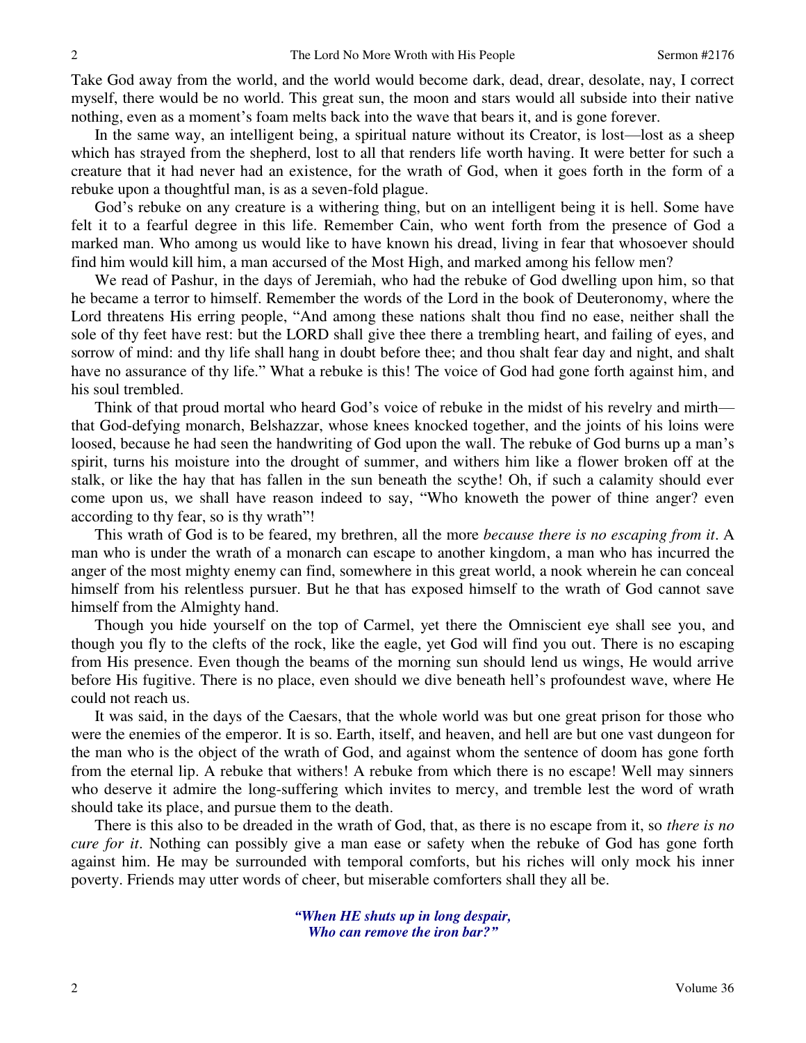Take God away from the world, and the world would become dark, dead, drear, desolate, nay, I correct myself, there would be no world. This great sun, the moon and stars would all subside into their native nothing, even as a moment's foam melts back into the wave that bears it, and is gone forever.

In the same way, an intelligent being, a spiritual nature without its Creator, is lost—lost as a sheep which has strayed from the shepherd, lost to all that renders life worth having. It were better for such a creature that it had never had an existence, for the wrath of God, when it goes forth in the form of a rebuke upon a thoughtful man, is as a seven-fold plague.

God's rebuke on any creature is a withering thing, but on an intelligent being it is hell. Some have felt it to a fearful degree in this life. Remember Cain, who went forth from the presence of God a marked man. Who among us would like to have known his dread, living in fear that whosoever should find him would kill him, a man accursed of the Most High, and marked among his fellow men?

We read of Pashur, in the days of Jeremiah, who had the rebuke of God dwelling upon him, so that he became a terror to himself. Remember the words of the Lord in the book of Deuteronomy, where the Lord threatens His erring people, "And among these nations shalt thou find no ease, neither shall the sole of thy feet have rest: but the LORD shall give thee there a trembling heart, and failing of eyes, and sorrow of mind: and thy life shall hang in doubt before thee; and thou shalt fear day and night, and shalt have no assurance of thy life." What a rebuke is this! The voice of God had gone forth against him, and his soul trembled.

Think of that proud mortal who heard God's voice of rebuke in the midst of his revelry and mirth—that God-defying monarch, Belshazzar, whose knees knocked together, and the joints of his loins were loosed, because he had seen the handwriting of God upon the wall. The rebuke of God burns up a man's spirit, turns his moisture into the drought of summer, and withers him like a flower broken off at the stalk, or like the hay that has fallen in the sun beneath the scythe! Oh, if such a calamity should ever come upon us, we shall have reason indeed to say, "Who knoweth the power of thine anger? even according to thy fear, so is thy wrath"!

This wrath of God is to be feared, my brethren, all the more *because there is no escaping from it*. A man who is under the wrath of a monarch can escape to another kingdom, a man who has incurred the anger of the most mighty enemy can find, somewhere in this great world, a nook wherein he can conceal himself from his relentless pursuer. But he that has exposed himself to the wrath of God cannot save himself from the Almighty hand.

Though you hide yourself on the top of Carmel, yet there the Omniscient eye shall see you, and though you fly to the clefts of the rock, like the eagle, yet God will find you out. There is no escaping from His presence. Even though the beams of the morning sun should lend us wings, He would arrive before His fugitive. There is no place, even should we dive beneath hell's profoundest wave, where He could not reach us.

It was said, in the days of the Caesars, that the whole world was but one great prison for those who were the enemies of the emperor. It is so. Earth, itself, and heaven, and hell are but one vast dungeon for the man who is the object of the wrath of God, and against whom the sentence of doom has gone forth from the eternal lip. A rebuke that withers! A rebuke from which there is no escape! Well may sinners who deserve it admire the long-suffering which invites to mercy, and tremble lest the word of wrath should take its place, and pursue them to the death.

There is this also to be dreaded in the wrath of God, that, as there is no escape from it, so *there is no cure for it*. Nothing can possibly give a man ease or safety when the rebuke of God has gone forth against him. He may be surrounded with temporal comforts, but his riches will only mock his inner poverty. Friends may utter words of cheer, but miserable comforters shall they all be.

*"When HE shuts up in long despair,*
*Who can remove the iron bar?"*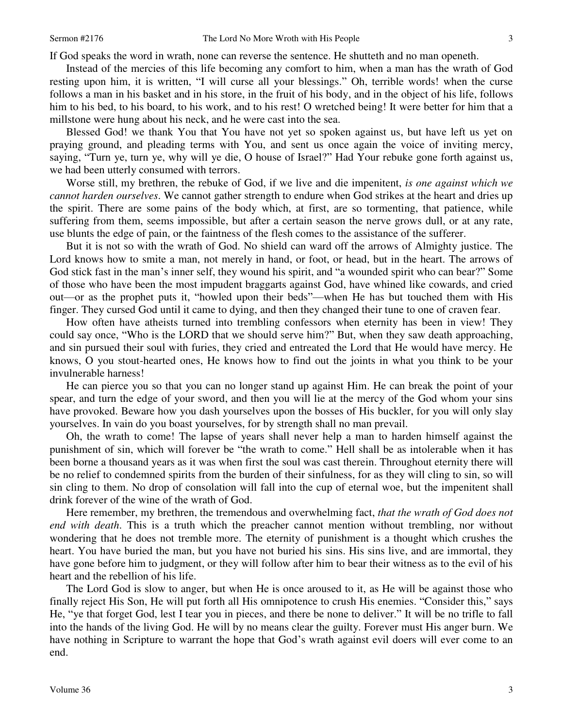If God speaks the word in wrath, none can reverse the sentence. He shutteth and no man openeth.

Instead of the mercies of this life becoming any comfort to him, when a man has the wrath of God resting upon him, it is written, "I will curse all your blessings." Oh, terrible words! when the curse follows a man in his basket and in his store, in the fruit of his body, and in the object of his life, follows him to his bed, to his board, to his work, and to his rest! O wretched being! It were better for him that a millstone were hung about his neck, and he were cast into the sea.

Blessed God! we thank You that You have not yet so spoken against us, but have left us yet on praying ground, and pleading terms with You, and sent us once again the voice of inviting mercy, saying, "Turn ye, turn ye, why will ye die, O house of Israel?" Had Your rebuke gone forth against us, we had been utterly consumed with terrors.

Worse still, my brethren, the rebuke of God, if we live and die impenitent, *is one against which we cannot harden ourselves*. We cannot gather strength to endure when God strikes at the heart and dries up the spirit. There are some pains of the body which, at first, are so tormenting, that patience, while suffering from them, seems impossible, but after a certain season the nerve grows dull, or at any rate, use blunts the edge of pain, or the faintness of the flesh comes to the assistance of the sufferer.

But it is not so with the wrath of God. No shield can ward off the arrows of Almighty justice. The Lord knows how to smite a man, not merely in hand, or foot, or head, but in the heart. The arrows of God stick fast in the man's inner self, they wound his spirit, and "a wounded spirit who can bear?" Some of those who have been the most impudent braggarts against God, have whined like cowards, and cried out—or as the prophet puts it, "howled upon their beds"—when He has but touched them with His finger. They cursed God until it came to dying, and then they changed their tune to one of craven fear.

How often have atheists turned into trembling confessors when eternity has been in view! They could say once, "Who is the LORD that we should serve him?" But, when they saw death approaching, and sin pursued their soul with furies, they cried and entreated the Lord that He would have mercy. He knows, O you stout-hearted ones, He knows how to find out the joints in what you think to be your invulnerable harness!

He can pierce you so that you can no longer stand up against Him. He can break the point of your spear, and turn the edge of your sword, and then you will lie at the mercy of the God whom your sins have provoked. Beware how you dash yourselves upon the bosses of His buckler, for you will only slay yourselves. In vain do you boast yourselves, for by strength shall no man prevail.

Oh, the wrath to come! The lapse of years shall never help a man to harden himself against the punishment of sin, which will forever be "the wrath to come." Hell shall be as intolerable when it has been borne a thousand years as it was when first the soul was cast therein. Throughout eternity there will be no relief to condemned spirits from the burden of their sinfulness, for as they will cling to sin, so will sin cling to them. No drop of consolation will fall into the cup of eternal woe, but the impenitent shall drink forever of the wine of the wrath of God.

Here remember, my brethren, the tremendous and overwhelming fact, *that the wrath of God does not end with death*. This is a truth which the preacher cannot mention without trembling, nor without wondering that he does not tremble more. The eternity of punishment is a thought which crushes the heart. You have buried the man, but you have not buried his sins. His sins live, and are immortal, they have gone before him to judgment, or they will follow after him to bear their witness as to the evil of his heart and the rebellion of his life.

The Lord God is slow to anger, but when He is once aroused to it, as He will be against those who finally reject His Son, He will put forth all His omnipotence to crush His enemies. "Consider this," says He, "ye that forget God, lest I tear you in pieces, and there be none to deliver." It will be no trifle to fall into the hands of the living God. He will by no means clear the guilty. Forever must His anger burn. We have nothing in Scripture to warrant the hope that God's wrath against evil doers will ever come to an end.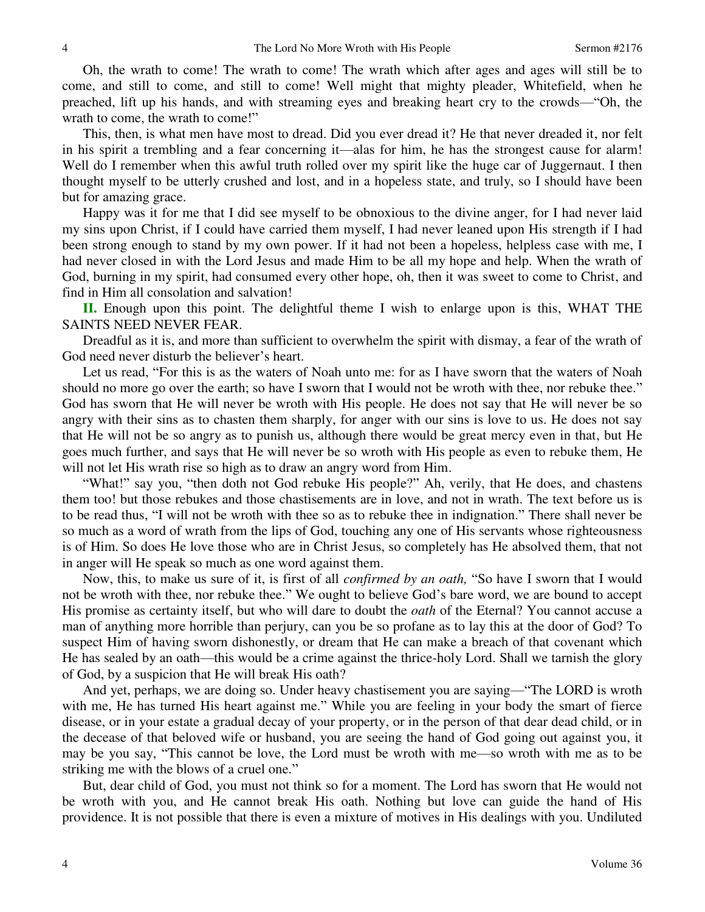Oh, the wrath to come! The wrath to come! The wrath which after ages and ages will still be to come, and still to come, and still to come! Well might that mighty pleader, Whitefield, when he preached, lift up his hands, and with streaming eyes and breaking heart cry to the crowds—"Oh, the wrath to come, the wrath to come!"

This, then, is what men have most to dread. Did you ever dread it? He that never dreaded it, nor felt in his spirit a trembling and a fear concerning it—alas for him, he has the strongest cause for alarm! Well do I remember when this awful truth rolled over my spirit like the huge car of Juggernaut. I then thought myself to be utterly crushed and lost, and in a hopeless state, and truly, so I should have been but for amazing grace.

Happy was it for me that I did see myself to be obnoxious to the divine anger, for I had never laid my sins upon Christ, if I could have carried them myself, I had never leaned upon His strength if I had been strong enough to stand by my own power. If it had not been a hopeless, helpless case with me, I had never closed in with the Lord Jesus and made Him to be all my hope and help. When the wrath of God, burning in my spirit, had consumed every other hope, oh, then it was sweet to come to Christ, and find in Him all consolation and salvation!

**II.** Enough upon this point. The delightful theme I wish to enlarge upon is this, WHAT THE SAINTS NEED NEVER FEAR.

Dreadful as it is, and more than sufficient to overwhelm the spirit with dismay, a fear of the wrath of God need never disturb the believer's heart.

Let us read, "For this is as the waters of Noah unto me: for as I have sworn that the waters of Noah should no more go over the earth; so have I sworn that I would not be wroth with thee, nor rebuke thee." God has sworn that He will never be wroth with His people. He does not say that He will never be so angry with their sins as to chasten them sharply, for anger with our sins is love to us. He does not say that He will not be so angry as to punish us, although there would be great mercy even in that, but He goes much further, and says that He will never be so wroth with His people as even to rebuke them, He will not let His wrath rise so high as to draw an angry word from Him.

"What!" say you, "then doth not God rebuke His people?" Ah, verily, that He does, and chastens them too! but those rebukes and those chastisements are in love, and not in wrath. The text before us is to be read thus, "I will not be wroth with thee so as to rebuke thee in indignation." There shall never be so much as a word of wrath from the lips of God, touching any one of His servants whose righteousness is of Him. So does He love those who are in Christ Jesus, so completely has He absolved them, that not in anger will He speak so much as one word against them.

Now, this, to make us sure of it, is first of all *confirmed by an oath,* "So have I sworn that I would not be wroth with thee, nor rebuke thee." We ought to believe God's bare word, we are bound to accept His promise as certainty itself, but who will dare to doubt the *oath* of the Eternal? You cannot accuse a man of anything more horrible than perjury, can you be so profane as to lay this at the door of God? To suspect Him of having sworn dishonestly, or dream that He can make a breach of that covenant which He has sealed by an oath—this would be a crime against the thrice-holy Lord. Shall we tarnish the glory of God, by a suspicion that He will break His oath?

And yet, perhaps, we are doing so. Under heavy chastisement you are saying—"The LORD is wroth with me, He has turned His heart against me." While you are feeling in your body the smart of fierce disease, or in your estate a gradual decay of your property, or in the person of that dear dead child, or in the decease of that beloved wife or husband, you are seeing the hand of God going out against you, it may be you say, "This cannot be love, the Lord must be wroth with me—so wroth with me as to be striking me with the blows of a cruel one."

But, dear child of God, you must not think so for a moment. The Lord has sworn that He would not be wroth with you, and He cannot break His oath. Nothing but love can guide the hand of His providence. It is not possible that there is even a mixture of motives in His dealings with you. Undiluted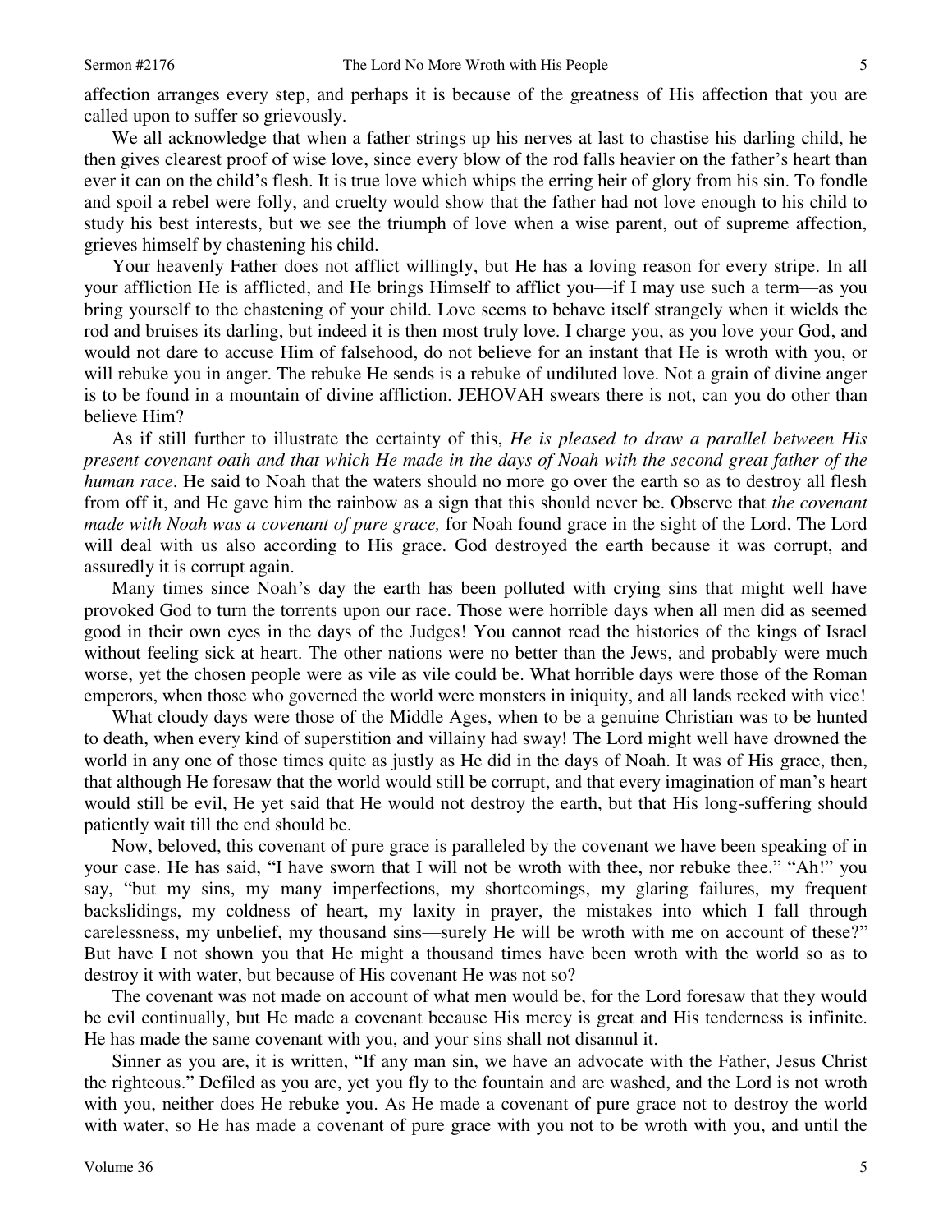affection arranges every step, and perhaps it is because of the greatness of His affection that you are called upon to suffer so grievously.

We all acknowledge that when a father strings up his nerves at last to chastise his darling child, he then gives clearest proof of wise love, since every blow of the rod falls heavier on the father's heart than ever it can on the child's flesh. It is true love which whips the erring heir of glory from his sin. To fondle and spoil a rebel were folly, and cruelty would show that the father had not love enough to his child to study his best interests, but we see the triumph of love when a wise parent, out of supreme affection, grieves himself by chastening his child.

Your heavenly Father does not afflict willingly, but He has a loving reason for every stripe. In all your affliction He is afflicted, and He brings Himself to afflict you—if I may use such a term—as you bring yourself to the chastening of your child. Love seems to behave itself strangely when it wields the rod and bruises its darling, but indeed it is then most truly love. I charge you, as you love your God, and would not dare to accuse Him of falsehood, do not believe for an instant that He is wroth with you, or will rebuke you in anger. The rebuke He sends is a rebuke of undiluted love. Not a grain of divine anger is to be found in a mountain of divine affliction. JEHOVAH swears there is not, can you do other than believe Him?

As if still further to illustrate the certainty of this, *He is pleased to draw a parallel between His present covenant oath and that which He made in the days of Noah with the second great father of the human race*. He said to Noah that the waters should no more go over the earth so as to destroy all flesh from off it, and He gave him the rainbow as a sign that this should never be. Observe that *the covenant made with Noah was a covenant of pure grace,* for Noah found grace in the sight of the Lord. The Lord will deal with us also according to His grace. God destroyed the earth because it was corrupt, and assuredly it is corrupt again.

Many times since Noah's day the earth has been polluted with crying sins that might well have provoked God to turn the torrents upon our race. Those were horrible days when all men did as seemed good in their own eyes in the days of the Judges! You cannot read the histories of the kings of Israel without feeling sick at heart. The other nations were no better than the Jews, and probably were much worse, yet the chosen people were as vile as vile could be. What horrible days were those of the Roman emperors, when those who governed the world were monsters in iniquity, and all lands reeked with vice!

What cloudy days were those of the Middle Ages, when to be a genuine Christian was to be hunted to death, when every kind of superstition and villainy had sway! The Lord might well have drowned the world in any one of those times quite as justly as He did in the days of Noah. It was of His grace, then, that although He foresaw that the world would still be corrupt, and that every imagination of man's heart would still be evil, He yet said that He would not destroy the earth, but that His long-suffering should patiently wait till the end should be.

Now, beloved, this covenant of pure grace is paralleled by the covenant we have been speaking of in your case. He has said, "I have sworn that I will not be wroth with thee, nor rebuke thee." "Ah!" you say, "but my sins, my many imperfections, my shortcomings, my glaring failures, my frequent backslidings, my coldness of heart, my laxity in prayer, the mistakes into which I fall through carelessness, my unbelief, my thousand sins—surely He will be wroth with me on account of these?" But have I not shown you that He might a thousand times have been wroth with the world so as to destroy it with water, but because of His covenant He was not so?

The covenant was not made on account of what men would be, for the Lord foresaw that they would be evil continually, but He made a covenant because His mercy is great and His tenderness is infinite. He has made the same covenant with you, and your sins shall not disannul it.

Sinner as you are, it is written, "If any man sin, we have an advocate with the Father, Jesus Christ the righteous." Defiled as you are, yet you fly to the fountain and are washed, and the Lord is not wroth with you, neither does He rebuke you. As He made a covenant of pure grace not to destroy the world with water, so He has made a covenant of pure grace with you not to be wroth with you, and until the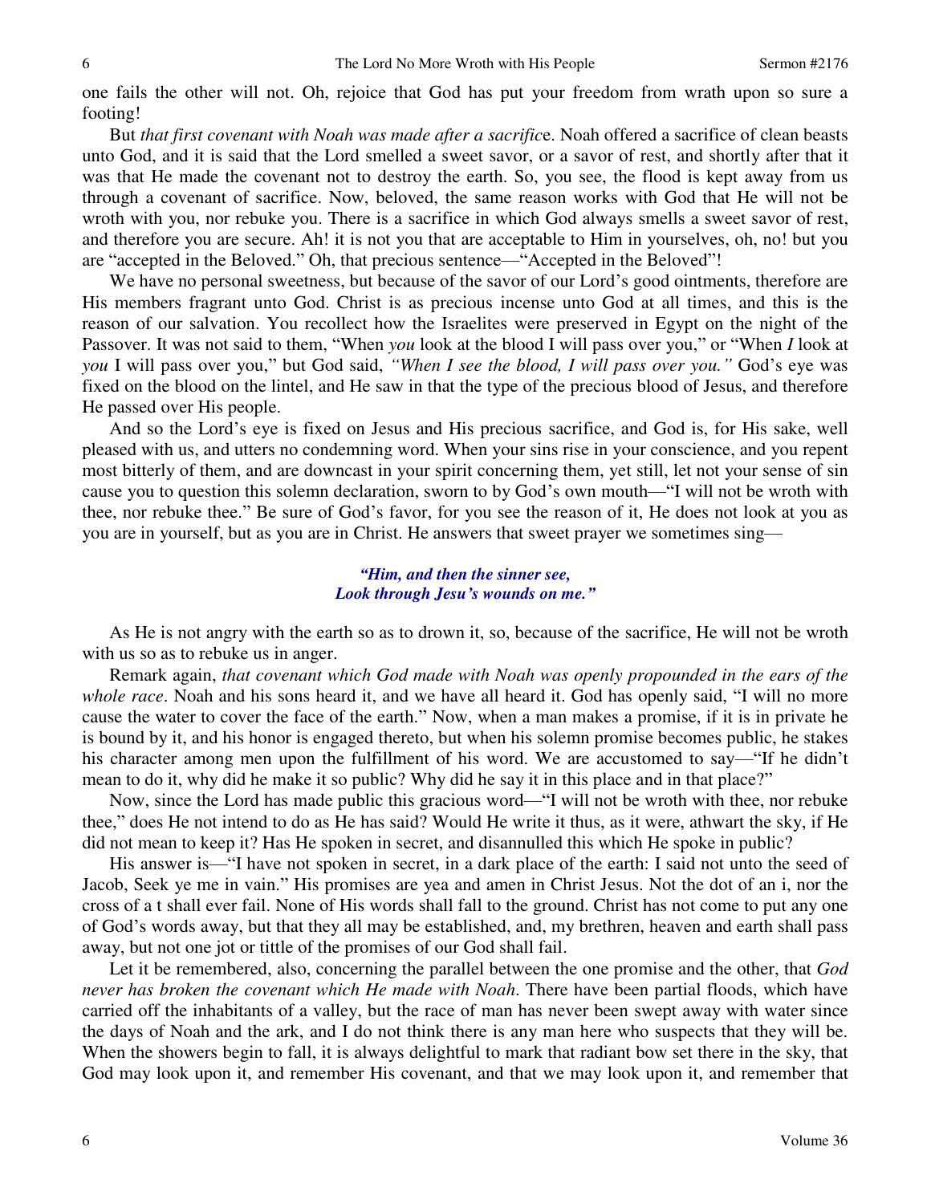one fails the other will not. Oh, rejoice that God has put your freedom from wrath upon so sure a footing!

But *that first covenant with Noah was made after a sacrific*e. Noah offered a sacrifice of clean beasts unto God, and it is said that the Lord smelled a sweet savor, or a savor of rest, and shortly after that it was that He made the covenant not to destroy the earth. So, you see, the flood is kept away from us through a covenant of sacrifice. Now, beloved, the same reason works with God that He will not be wroth with you, nor rebuke you. There is a sacrifice in which God always smells a sweet savor of rest, and therefore you are secure. Ah! it is not you that are acceptable to Him in yourselves, oh, no! but you are "accepted in the Beloved." Oh, that precious sentence—"Accepted in the Beloved"!

We have no personal sweetness, but because of the savor of our Lord's good ointments, therefore are His members fragrant unto God. Christ is as precious incense unto God at all times, and this is the reason of our salvation. You recollect how the Israelites were preserved in Egypt on the night of the Passover. It was not said to them, "When *you* look at the blood I will pass over you," or "When *I* look at *you* I will pass over you," but God said, *"When I see the blood, I will pass over you."* God's eye was fixed on the blood on the lintel, and He saw in that the type of the precious blood of Jesus, and therefore He passed over His people.

And so the Lord's eye is fixed on Jesus and His precious sacrifice, and God is, for His sake, well pleased with us, and utters no condemning word. When your sins rise in your conscience, and you repent most bitterly of them, and are downcast in your spirit concerning them, yet still, let not your sense of sin cause you to question this solemn declaration, sworn to by God's own mouth—"I will not be wroth with thee, nor rebuke thee." Be sure of God's favor, for you see the reason of it, He does not look at you as you are in yourself, but as you are in Christ. He answers that sweet prayer we sometimes sing—

> ***"Him, and then the sinner see,***
> ***Look through Jesu's wounds on me."***

As He is not angry with the earth so as to drown it, so, because of the sacrifice, He will not be wroth with us so as to rebuke us in anger.

Remark again, *that covenant which God made with Noah was openly propounded in the ears of the whole race*. Noah and his sons heard it, and we have all heard it. God has openly said, "I will no more cause the water to cover the face of the earth." Now, when a man makes a promise, if it is in private he is bound by it, and his honor is engaged thereto, but when his solemn promise becomes public, he stakes his character among men upon the fulfillment of his word. We are accustomed to say—"If he didn't mean to do it, why did he make it so public? Why did he say it in this place and in that place?"

Now, since the Lord has made public this gracious word—"I will not be wroth with thee, nor rebuke thee," does He not intend to do as He has said? Would He write it thus, as it were, athwart the sky, if He did not mean to keep it? Has He spoken in secret, and disannulled this which He spoke in public?

His answer is—"I have not spoken in secret, in a dark place of the earth: I said not unto the seed of Jacob, Seek ye me in vain." His promises are yea and amen in Christ Jesus. Not the dot of an i, nor the cross of a t shall ever fail. None of His words shall fall to the ground. Christ has not come to put any one of God's words away, but that they all may be established, and, my brethren, heaven and earth shall pass away, but not one jot or tittle of the promises of our God shall fail.

Let it be remembered, also, concerning the parallel between the one promise and the other, that *God never has broken the covenant which He made with Noah*. There have been partial floods, which have carried off the inhabitants of a valley, but the race of man has never been swept away with water since the days of Noah and the ark, and I do not think there is any man here who suspects that they will be. When the showers begin to fall, it is always delightful to mark that radiant bow set there in the sky, that God may look upon it, and remember His covenant, and that we may look upon it, and remember that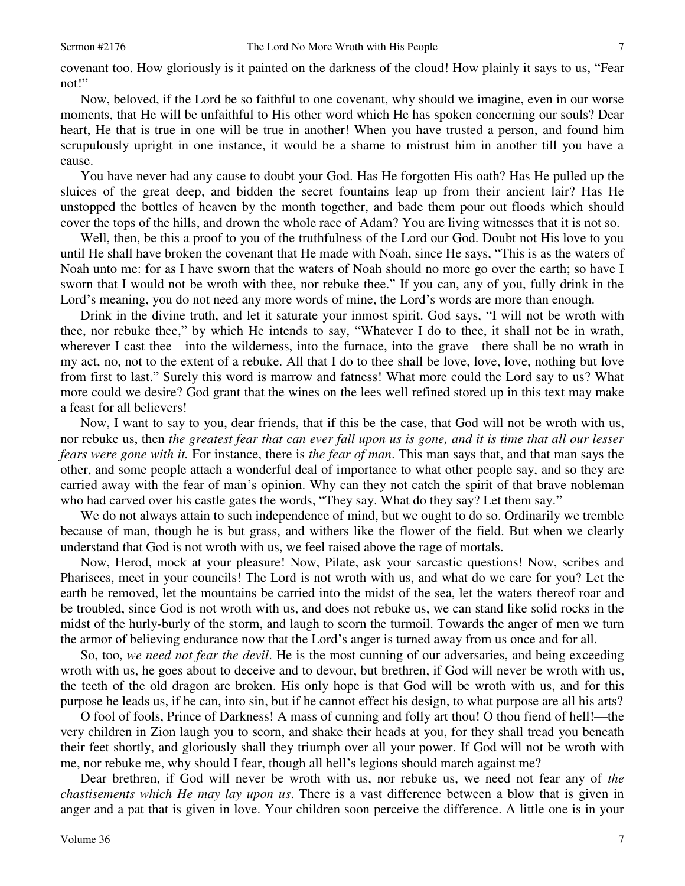covenant too. How gloriously is it painted on the darkness of the cloud! How plainly it says to us, "Fear not!"

Now, beloved, if the Lord be so faithful to one covenant, why should we imagine, even in our worse moments, that He will be unfaithful to His other word which He has spoken concerning our souls? Dear heart, He that is true in one will be true in another! When you have trusted a person, and found him scrupulously upright in one instance, it would be a shame to mistrust him in another till you have a cause.

You have never had any cause to doubt your God. Has He forgotten His oath? Has He pulled up the sluices of the great deep, and bidden the secret fountains leap up from their ancient lair? Has He unstopped the bottles of heaven by the month together, and bade them pour out floods which should cover the tops of the hills, and drown the whole race of Adam? You are living witnesses that it is not so.

Well, then, be this a proof to you of the truthfulness of the Lord our God. Doubt not His love to you until He shall have broken the covenant that He made with Noah, since He says, "This is as the waters of Noah unto me: for as I have sworn that the waters of Noah should no more go over the earth; so have I sworn that I would not be wroth with thee, nor rebuke thee." If you can, any of you, fully drink in the Lord's meaning, you do not need any more words of mine, the Lord's words are more than enough.

Drink in the divine truth, and let it saturate your inmost spirit. God says, "I will not be wroth with thee, nor rebuke thee," by which He intends to say, "Whatever I do to thee, it shall not be in wrath, wherever I cast thee—into the wilderness, into the furnace, into the grave—there shall be no wrath in my act, no, not to the extent of a rebuke. All that I do to thee shall be love, love, love, nothing but love from first to last." Surely this word is marrow and fatness! What more could the Lord say to us? What more could we desire? God grant that the wines on the lees well refined stored up in this text may make a feast for all believers!

Now, I want to say to you, dear friends, that if this be the case, that God will not be wroth with us, nor rebuke us, then *the greatest fear that can ever fall upon us is gone, and it is time that all our lesser fears were gone with it.* For instance, there is *the fear of man*. This man says that, and that man says the other, and some people attach a wonderful deal of importance to what other people say, and so they are carried away with the fear of man's opinion. Why can they not catch the spirit of that brave nobleman who had carved over his castle gates the words, "They say. What do they say? Let them say."

We do not always attain to such independence of mind, but we ought to do so. Ordinarily we tremble because of man, though he is but grass, and withers like the flower of the field. But when we clearly understand that God is not wroth with us, we feel raised above the rage of mortals.

Now, Herod, mock at your pleasure! Now, Pilate, ask your sarcastic questions! Now, scribes and Pharisees, meet in your councils! The Lord is not wroth with us, and what do we care for you? Let the earth be removed, let the mountains be carried into the midst of the sea, let the waters thereof roar and be troubled, since God is not wroth with us, and does not rebuke us, we can stand like solid rocks in the midst of the hurly-burly of the storm, and laugh to scorn the turmoil. Towards the anger of men we turn the armor of believing endurance now that the Lord's anger is turned away from us once and for all.

So, too, *we need not fear the devil*. He is the most cunning of our adversaries, and being exceeding wroth with us, he goes about to deceive and to devour, but brethren, if God will never be wroth with us, the teeth of the old dragon are broken. His only hope is that God will be wroth with us, and for this purpose he leads us, if he can, into sin, but if he cannot effect his design, to what purpose are all his arts?

O fool of fools, Prince of Darkness! A mass of cunning and folly art thou! O thou fiend of hell!—the very children in Zion laugh you to scorn, and shake their heads at you, for they shall tread you beneath their feet shortly, and gloriously shall they triumph over all your power. If God will not be wroth with me, nor rebuke me, why should I fear, though all hell's legions should march against me?

Dear brethren, if God will never be wroth with us, nor rebuke us, we need not fear any of *the chastisements which He may lay upon us*. There is a vast difference between a blow that is given in anger and a pat that is given in love. Your children soon perceive the difference. A little one is in your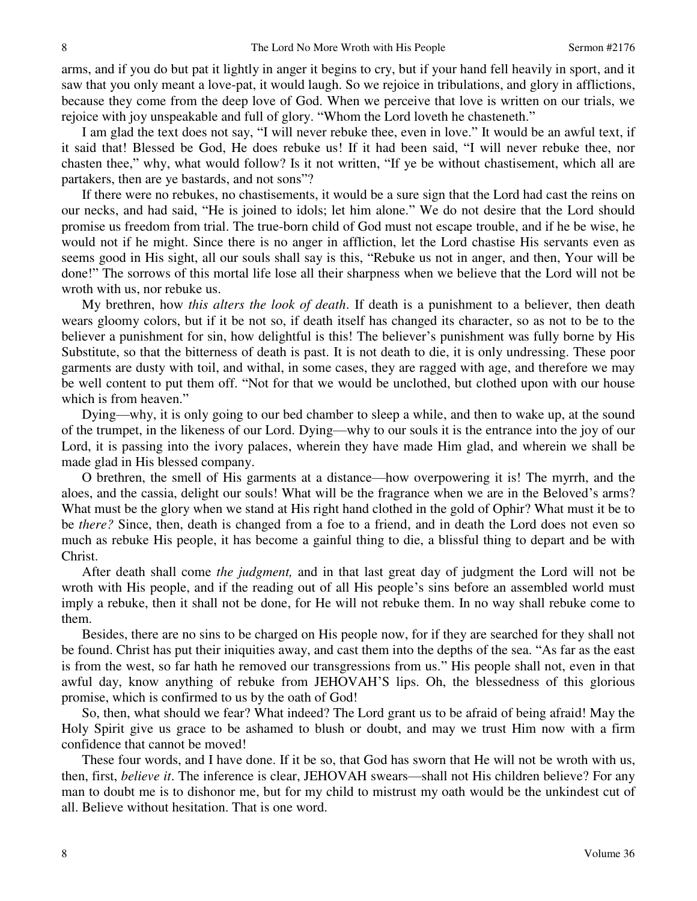arms, and if you do but pat it lightly in anger it begins to cry, but if your hand fell heavily in sport, and it saw that you only meant a love-pat, it would laugh. So we rejoice in tribulations, and glory in afflictions, because they come from the deep love of God. When we perceive that love is written on our trials, we rejoice with joy unspeakable and full of glory. "Whom the Lord loveth he chasteneth."

I am glad the text does not say, "I will never rebuke thee, even in love." It would be an awful text, if it said that! Blessed be God, He does rebuke us! If it had been said, "I will never rebuke thee, nor chasten thee," why, what would follow? Is it not written, "If ye be without chastisement, which all are partakers, then are ye bastards, and not sons"?

If there were no rebukes, no chastisements, it would be a sure sign that the Lord had cast the reins on our necks, and had said, "He is joined to idols; let him alone." We do not desire that the Lord should promise us freedom from trial. The true-born child of God must not escape trouble, and if he be wise, he would not if he might. Since there is no anger in affliction, let the Lord chastise His servants even as seems good in His sight, all our souls shall say is this, "Rebuke us not in anger, and then, Your will be done!" The sorrows of this mortal life lose all their sharpness when we believe that the Lord will not be wroth with us, nor rebuke us.

My brethren, how *this alters the look of death*. If death is a punishment to a believer, then death wears gloomy colors, but if it be not so, if death itself has changed its character, so as not to be to the believer a punishment for sin, how delightful is this! The believer's punishment was fully borne by His Substitute, so that the bitterness of death is past. It is not death to die, it is only undressing. These poor garments are dusty with toil, and withal, in some cases, they are ragged with age, and therefore we may be well content to put them off. "Not for that we would be unclothed, but clothed upon with our house which is from heaven."

Dying—why, it is only going to our bed chamber to sleep a while, and then to wake up, at the sound of the trumpet, in the likeness of our Lord. Dying—why to our souls it is the entrance into the joy of our Lord, it is passing into the ivory palaces, wherein they have made Him glad, and wherein we shall be made glad in His blessed company.

O brethren, the smell of His garments at a distance—how overpowering it is! The myrrh, and the aloes, and the cassia, delight our souls! What will be the fragrance when we are in the Beloved's arms? What must be the glory when we stand at His right hand clothed in the gold of Ophir? What must it be to be *there?* Since, then, death is changed from a foe to a friend, and in death the Lord does not even so much as rebuke His people, it has become a gainful thing to die, a blissful thing to depart and be with Christ.

After death shall come *the judgment,* and in that last great day of judgment the Lord will not be wroth with His people, and if the reading out of all His people's sins before an assembled world must imply a rebuke, then it shall not be done, for He will not rebuke them. In no way shall rebuke come to them.

Besides, there are no sins to be charged on His people now, for if they are searched for they shall not be found. Christ has put their iniquities away, and cast them into the depths of the sea. "As far as the east is from the west, so far hath he removed our transgressions from us." His people shall not, even in that awful day, know anything of rebuke from JEHOVAH'S lips. Oh, the blessedness of this glorious promise, which is confirmed to us by the oath of God!

So, then, what should we fear? What indeed? The Lord grant us to be afraid of being afraid! May the Holy Spirit give us grace to be ashamed to blush or doubt, and may we trust Him now with a firm confidence that cannot be moved!

These four words, and I have done. If it be so, that God has sworn that He will not be wroth with us, then, first, *believe it*. The inference is clear, JEHOVAH swears—shall not His children believe? For any man to doubt me is to dishonor me, but for my child to mistrust my oath would be the unkindest cut of all. Believe without hesitation. That is one word.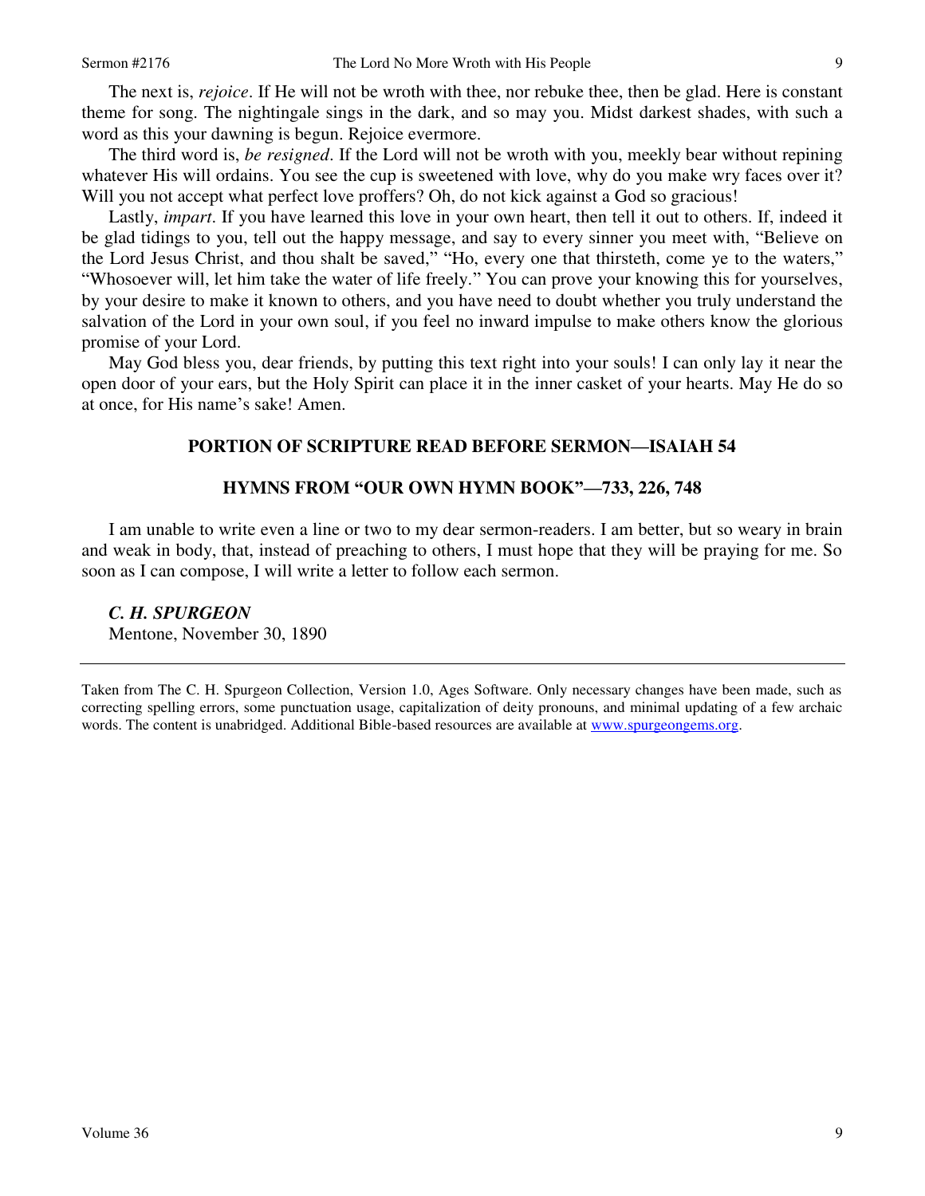The next is, *rejoice*. If He will not be wroth with thee, nor rebuke thee, then be glad. Here is constant theme for song. The nightingale sings in the dark, and so may you. Midst darkest shades, with such a word as this your dawning is begun. Rejoice evermore.

The third word is, *be resigned*. If the Lord will not be wroth with you, meekly bear without repining whatever His will ordains. You see the cup is sweetened with love, why do you make wry faces over it? Will you not accept what perfect love proffers? Oh, do not kick against a God so gracious!

Lastly, *impart*. If you have learned this love in your own heart, then tell it out to others. If, indeed it be glad tidings to you, tell out the happy message, and say to every sinner you meet with, "Believe on the Lord Jesus Christ, and thou shalt be saved," "Ho, every one that thirsteth, come ye to the waters," "Whosoever will, let him take the water of life freely." You can prove your knowing this for yourselves, by your desire to make it known to others, and you have need to doubt whether you truly understand the salvation of the Lord in your own soul, if you feel no inward impulse to make others know the glorious promise of your Lord.

May God bless you, dear friends, by putting this text right into your souls! I can only lay it near the open door of your ears, but the Holy Spirit can place it in the inner casket of your hearts. May He do so at once, for His name's sake! Amen.

### PORTION OF SCRIPTURE READ BEFORE SERMON—ISAIAH 54

### HYMNS FROM "OUR OWN HYMN BOOK"—733, 226, 748

I am unable to write even a line or two to my dear sermon-readers. I am better, but so weary in brain and weak in body, that, instead of preaching to others, I must hope that they will be praying for me. So soon as I can compose, I will write a letter to follow each sermon.

***C. H. SPURGEON***
Mentone, November 30, 1890

---

Taken from The C. H. Spurgeon Collection, Version 1.0, Ages Software. Only necessary changes have been made, such as correcting spelling errors, some punctuation usage, capitalization of deity pronouns, and minimal updating of a few archaic words. The content is unabridged. Additional Bible-based resources are available at www.spurgeongems.org.